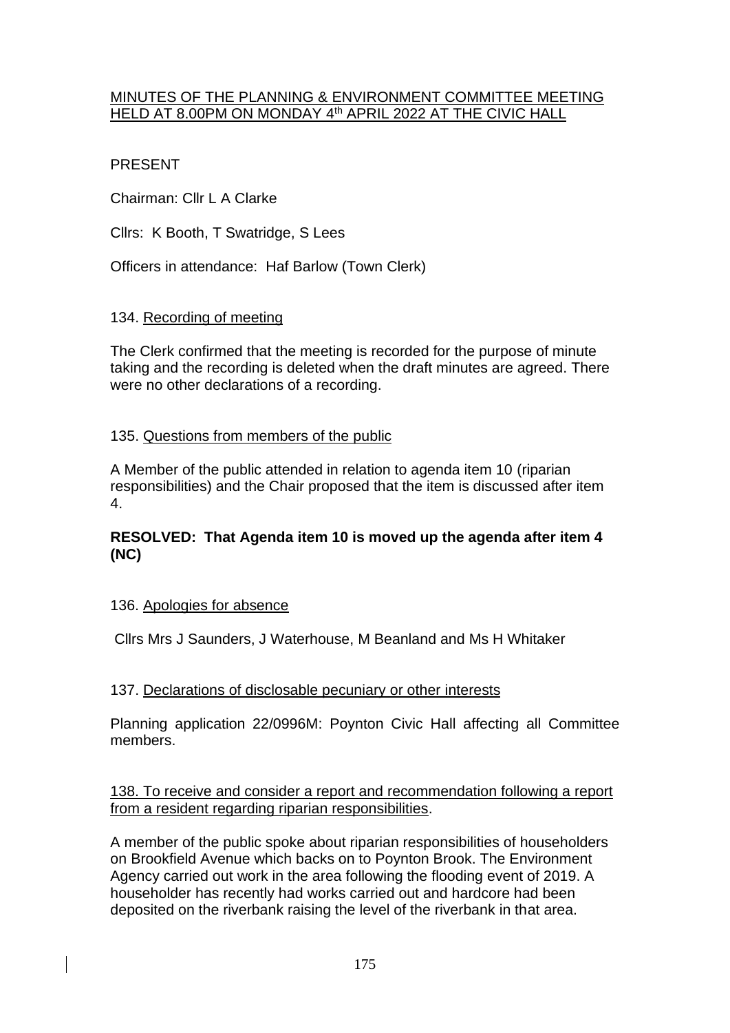# MINUTES OF THE PLANNING & ENVIRONMENT COMMITTEE MEETING HELD AT 8.00PM ON MONDAY 4th APRIL 2022 AT THE CIVIC HALL

PRESENT

Chairman: Cllr L A Clarke

Cllrs: K Booth, T Swatridge, S Lees

Officers in attendance: Haf Barlow (Town Clerk)

## 134. Recording of meeting

The Clerk confirmed that the meeting is recorded for the purpose of minute taking and the recording is deleted when the draft minutes are agreed. There were no other declarations of a recording.

## 135. Questions from members of the public

A Member of the public attended in relation to agenda item 10 (riparian responsibilities) and the Chair proposed that the item is discussed after item 4.

**RESOLVED: That Agenda item 10 is moved up the agenda after item 4 (NC)**

## 136. Apologies for absence

Cllrs Mrs J Saunders, J Waterhouse, M Beanland and Ms H Whitaker

## 137. Declarations of disclosable pecuniary or other interests

Planning application 22/0996M: Poynton Civic Hall affecting all Committee members.

## 138. To receive and consider a report and recommendation following a report from a resident regarding riparian responsibilities.

A member of the public spoke about riparian responsibilities of householders on Brookfield Avenue which backs on to Poynton Brook. The Environment Agency carried out work in the area following the flooding event of 2019. A householder has recently had works carried out and hardcore had been deposited on the riverbank raising the level of the riverbank in that area.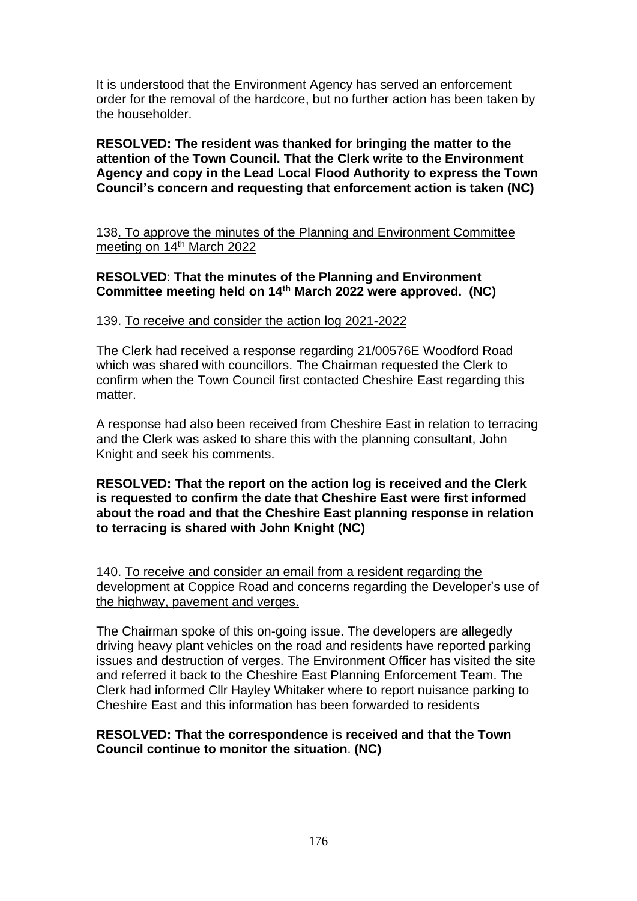It is understood that the Environment Agency has served an enforcement order for the removal of the hardcore, but no further action has been taken by the householder.

**RESOLVED: The resident was thanked for bringing the matter to the attention of the Town Council. That the Clerk write to the Environment Agency and copy in the Lead Local Flood Authority to express the Town Council's concern and requesting that enforcement action is taken (NC)**

138. To approve the minutes of the Planning and Environment Committee meeting on 14th March 2022

**RESOLVED**: **That the minutes of the Planning and Environment Committee meeting held on 14th March 2022 were approved. (NC)**

139. To receive and consider the action log 2021-2022

The Clerk had received a response regarding 21/00576E Woodford Road which was shared with councillors. The Chairman requested the Clerk to confirm when the Town Council first contacted Cheshire East regarding this matter.

A response had also been received from Cheshire East in relation to terracing and the Clerk was asked to share this with the planning consultant, John Knight and seek his comments.

**RESOLVED: That the report on the action log is received and the Clerk is requested to confirm the date that Cheshire East were first informed about the road and that the Cheshire East planning response in relation to terracing is shared with John Knight (NC)**

140. To receive and consider an email from a resident regarding the development at Coppice Road and concerns regarding the Developer's use of the highway, pavement and verges.

The Chairman spoke of this on-going issue. The developers are allegedly driving heavy plant vehicles on the road and residents have reported parking issues and destruction of verges. The Environment Officer has visited the site and referred it back to the Cheshire East Planning Enforcement Team. The Clerk had informed Cllr Hayley Whitaker where to report nuisance parking to Cheshire East and this information has been forwarded to residents

**RESOLVED: That the correspondence is received and that the Town Council continue to monitor the situation**. **(NC)**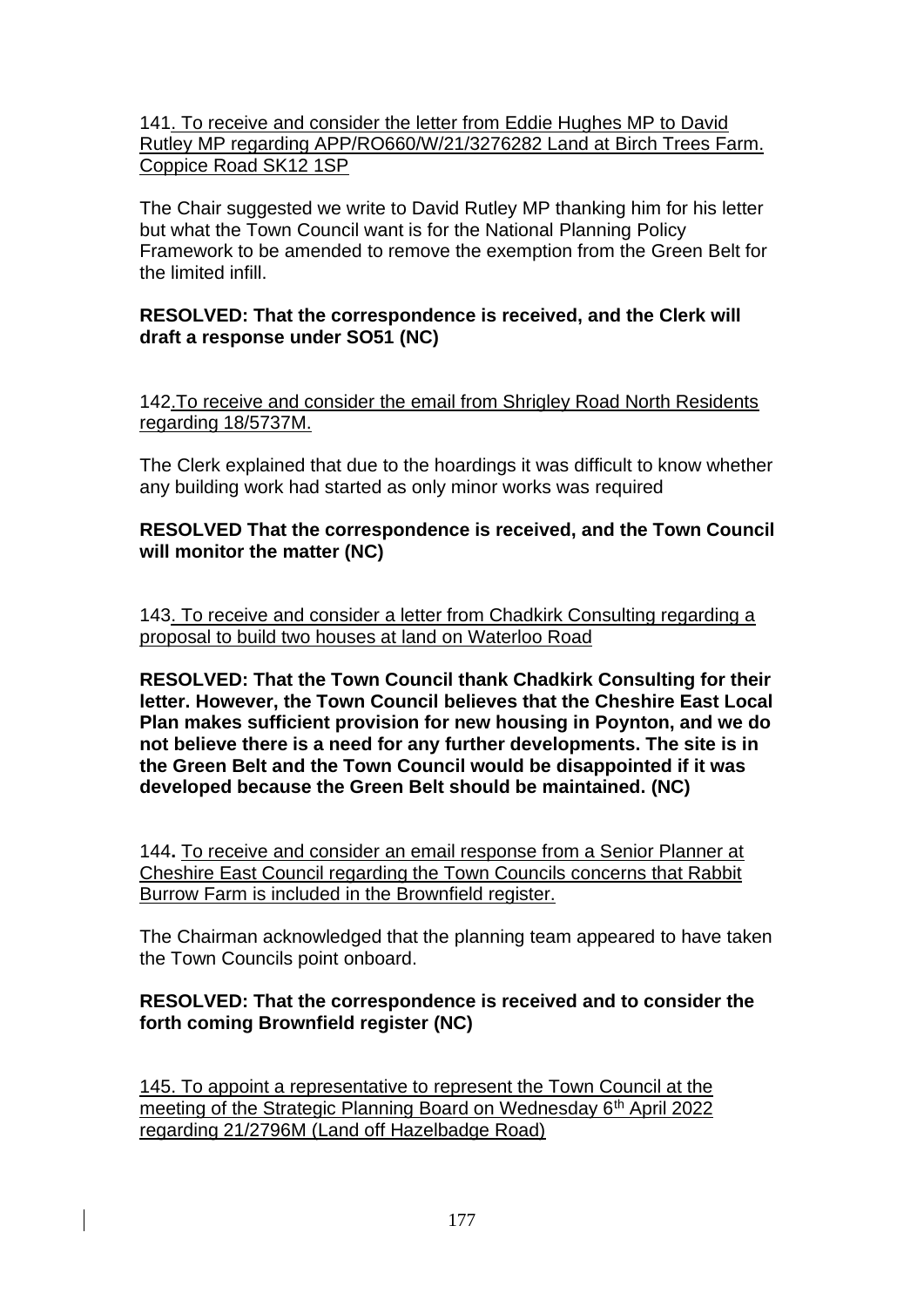141. To receive and consider the letter from Eddie Hughes MP to David Rutley MP regarding APP/RO660/W/21/3276282 Land at Birch Trees Farm. Coppice Road SK12 1SP

The Chair suggested we write to David Rutley MP thanking him for his letter but what the Town Council want is for the National Planning Policy Framework to be amended to remove the exemption from the Green Belt for the limited infill.

**RESOLVED: That the correspondence is received, and the Clerk will draft a response under SO51 (NC)**

142.To receive and consider the email from Shrigley Road North Residents regarding 18/5737M.

The Clerk explained that due to the hoardings it was difficult to know whether any building work had started as only minor works was required

**RESOLVED That the correspondence is received, and the Town Council will monitor the matter (NC)**

143. To receive and consider a letter from Chadkirk Consulting regarding a proposal to build two houses at land on Waterloo Road

**RESOLVED: That the Town Council thank Chadkirk Consulting for their letter. However, the Town Council believes that the Cheshire East Local Plan makes sufficient provision for new housing in Poynton, and we do not believe there is a need for any further developments. The site is in the Green Belt and the Town Council would be disappointed if it was developed because the Green Belt should be maintained. (NC)**

144**.** To receive and consider an email response from a Senior Planner at Cheshire East Council regarding the Town Councils concerns that Rabbit Burrow Farm is included in the Brownfield register.

The Chairman acknowledged that the planning team appeared to have taken the Town Councils point onboard.

**RESOLVED: That the correspondence is received and to consider the forth coming Brownfield register (NC)**

145. To appoint a representative to represent the Town Council at the meeting of the Strategic Planning Board on Wednesday 6th April 2022 regarding 21/2796M (Land off Hazelbadge Road)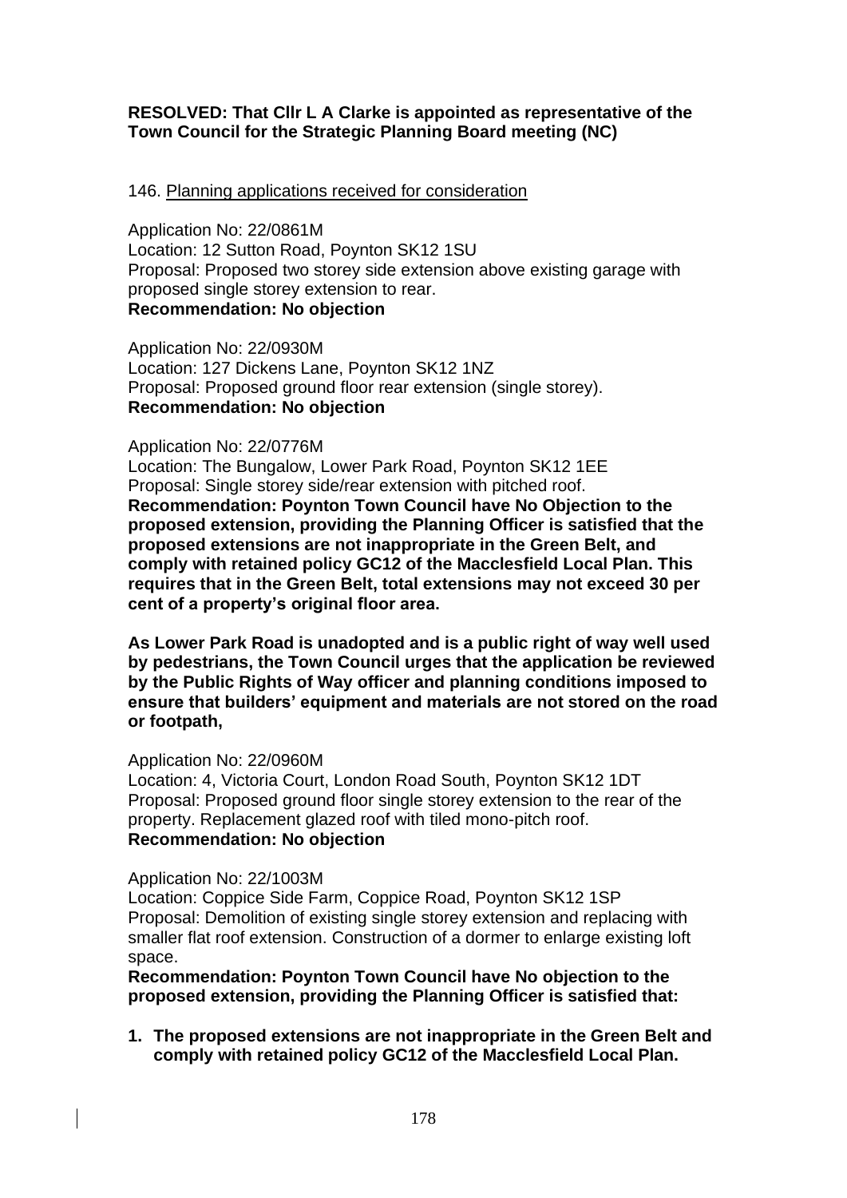**RESOLVED: That Cllr L A Clarke is appointed as representative of the Town Council for the Strategic Planning Board meeting (NC)**

146. Planning applications received for consideration

Application No: 22/0861M
Location: 12 Sutton Road, Poynton SK12 1SU
Proposal: Proposed two storey side extension above existing garage with proposed single storey extension to rear.
**Recommendation: No objection**

Application No: 22/0930M
Location: 127 Dickens Lane, Poynton SK12 1NZ
Proposal: Proposed ground floor rear extension (single storey).
**Recommendation: No objection**

Application No: 22/0776M
Location: The Bungalow, Lower Park Road, Poynton SK12 1EE
Proposal: Single storey side/rear extension with pitched roof.
**Recommendation: Poynton Town Council have No Objection to the proposed extension, providing the Planning Officer is satisfied that the proposed extensions are not inappropriate in the Green Belt, and comply with retained policy GC12 of the Macclesfield Local Plan. This requires that in the Green Belt, total extensions may not exceed 30 per cent of a property's original floor area.**

**As Lower Park Road is unadopted and is a public right of way well used by pedestrians, the Town Council urges that the application be reviewed by the Public Rights of Way officer and planning conditions imposed to ensure that builders' equipment and materials are not stored on the road or footpath,**

Application No: 22/0960M
Location: 4, Victoria Court, London Road South, Poynton SK12 1DT
Proposal: Proposed ground floor single storey extension to the rear of the property. Replacement glazed roof with tiled mono-pitch roof.
**Recommendation: No objection**

Application No: 22/1003M
Location: Coppice Side Farm, Coppice Road, Poynton SK12 1SP
Proposal: Demolition of existing single storey extension and replacing with smaller flat roof extension. Construction of a dormer to enlarge existing loft space.
**Recommendation: Poynton Town Council have No objection to the proposed extension, providing the Planning Officer is satisfied that:**

1. **The proposed extensions are not inappropriate in the Green Belt and comply with retained policy GC12 of the Macclesfield Local Plan.**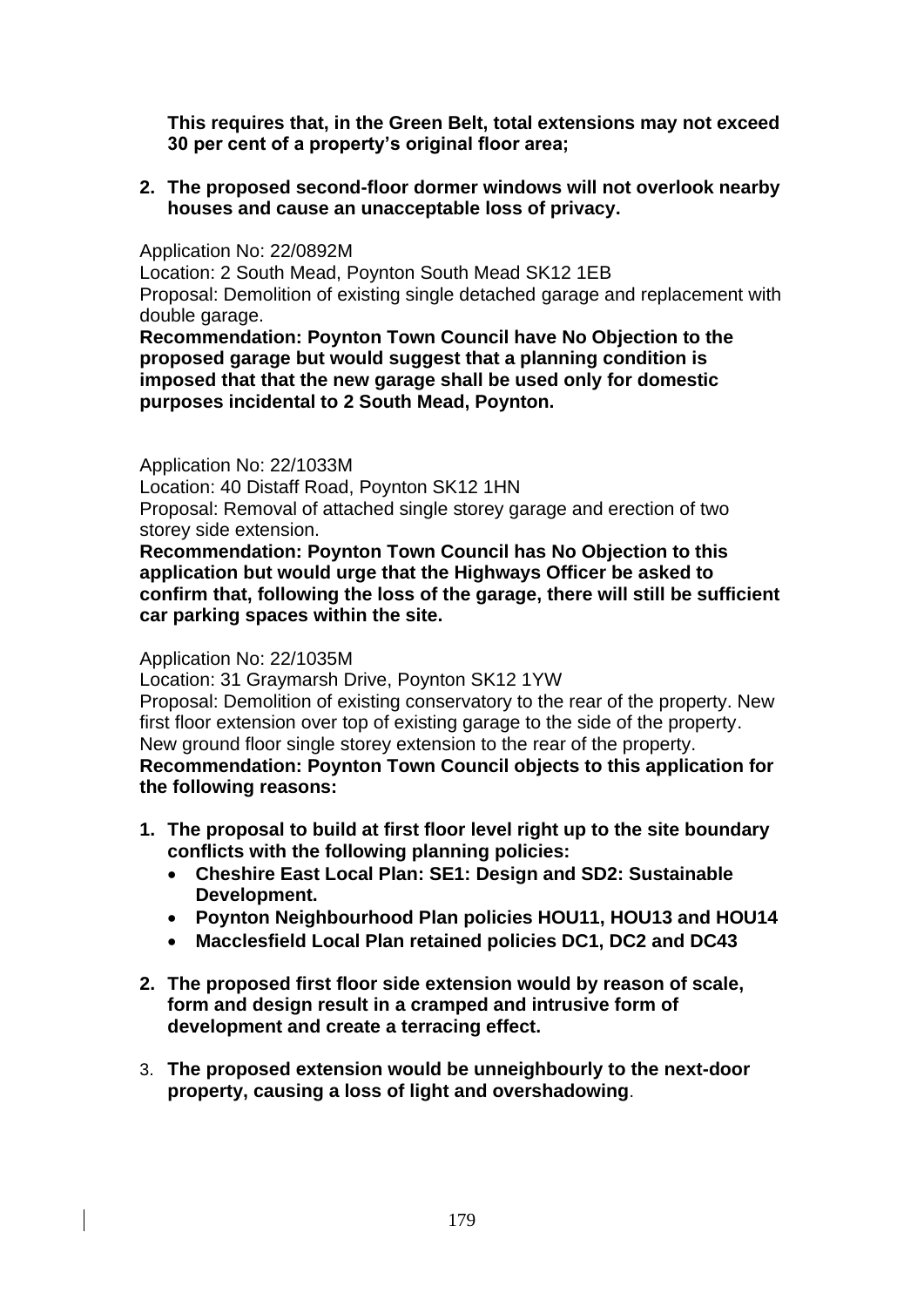**This requires that, in the Green Belt, total extensions may not exceed 30 per cent of a property's original floor area;**

2. **The proposed second-floor dormer windows will not overlook nearby houses and cause an unacceptable loss of privacy.**

Application No: 22/0892M
Location: 2 South Mead, Poynton South Mead SK12 1EB
Proposal: Demolition of existing single detached garage and replacement with double garage.
**Recommendation: Poynton Town Council have No Objection to the proposed garage but would suggest that a planning condition is imposed that that the new garage shall be used only for domestic purposes incidental to 2 South Mead, Poynton.**

Application No: 22/1033M
Location: 40 Distaff Road, Poynton SK12 1HN
Proposal: Removal of attached single storey garage and erection of two storey side extension.
**Recommendation: Poynton Town Council has No Objection to this application but would urge that the Highways Officer be asked to confirm that, following the loss of the garage, there will still be sufficient car parking spaces within the site.**

Application No: 22/1035M
Location: 31 Graymarsh Drive, Poynton SK12 1YW
Proposal: Demolition of existing conservatory to the rear of the property. New first floor extension over top of existing garage to the side of the property. New ground floor single storey extension to the rear of the property.
**Recommendation: Poynton Town Council objects to this application for the following reasons:**

1. **The proposal to build at first floor level right up to the site boundary conflicts with the following planning policies:**
   - **Cheshire East Local Plan: SE1: Design and SD2: Sustainable Development.**
   - **Poynton Neighbourhood Plan policies HOU11, HOU13 and HOU14**
   - **Macclesfield Local Plan retained policies DC1, DC2 and DC43**
2. **The proposed first floor side extension would by reason of scale, form and design result in a cramped and intrusive form of development and create a terracing effect.**
3. **The proposed extension would be unneighbourly to the next-door property, causing a loss of light and overshadowing**.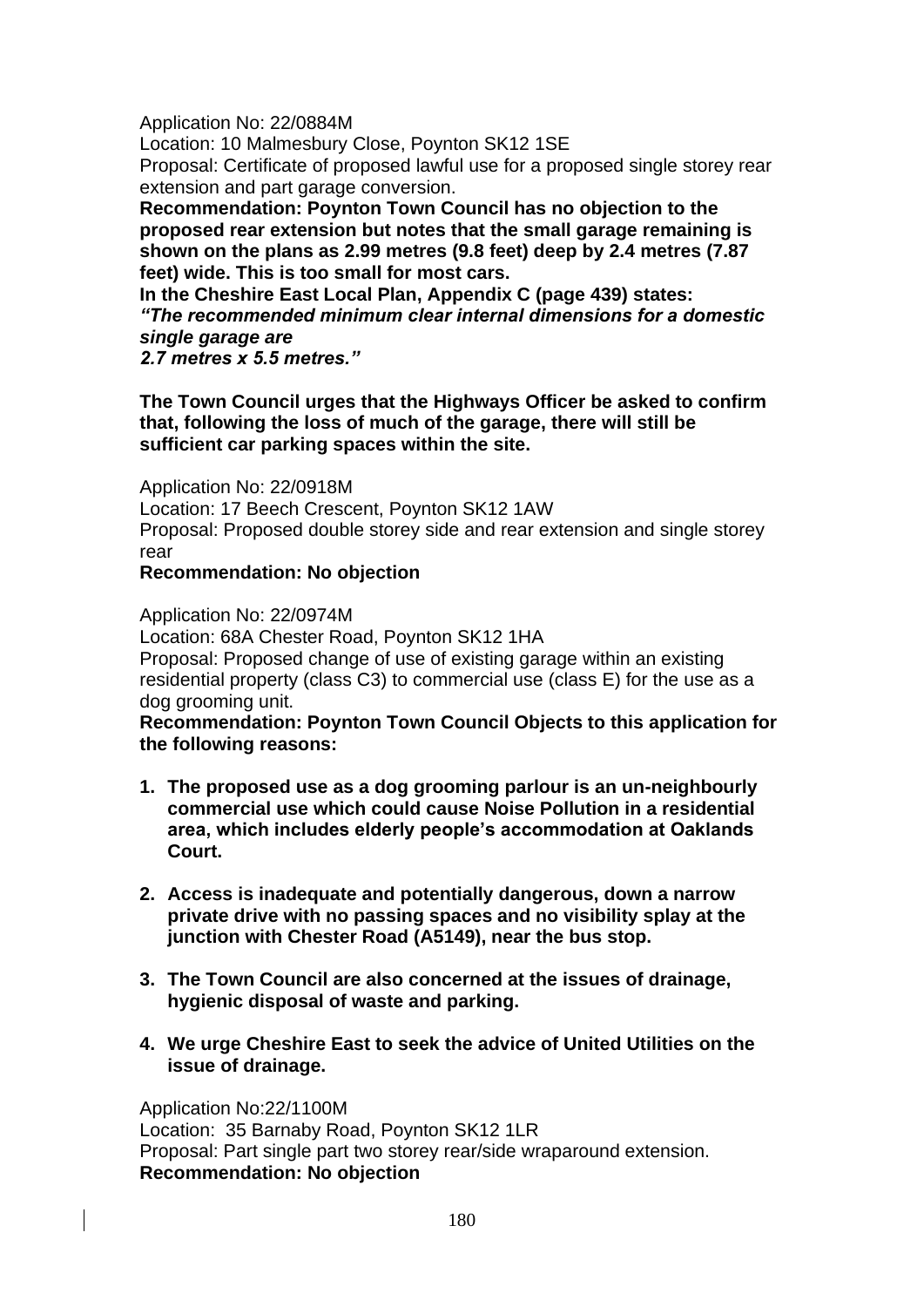Application No: 22/0884M
Location: 10 Malmesbury Close, Poynton SK12 1SE
Proposal: Certificate of proposed lawful use for a proposed single storey rear extension and part garage conversion.
**Recommendation: Poynton Town Council has no objection to the proposed rear extension but notes that the small garage remaining is shown on the plans as 2.99 metres (9.8 feet) deep by 2.4 metres (7.87 feet) wide. This is too small for most cars.**
**In the Cheshire East Local Plan, Appendix C (page 439) states:**
***"The recommended minimum clear internal dimensions for a domestic single garage are***
***2.7 metres x 5.5 metres."***

**The Town Council urges that the Highways Officer be asked to confirm that, following the loss of much of the garage, there will still be sufficient car parking spaces within the site.**

Application No: 22/0918M
Location: 17 Beech Crescent, Poynton SK12 1AW
Proposal: Proposed double storey side and rear extension and single storey rear
**Recommendation: No objection**

Application No: 22/0974M
Location: 68A Chester Road, Poynton SK12 1HA
Proposal: Proposed change of use of existing garage within an existing residential property (class C3) to commercial use (class E) for the use as a dog grooming unit.
**Recommendation: Poynton Town Council Objects to this application for the following reasons:**

1. **The proposed use as a dog grooming parlour is an un-neighbourly commercial use which could cause Noise Pollution in a residential area, which includes elderly people's accommodation at Oaklands Court.**

2. **Access is inadequate and potentially dangerous, down a narrow private drive with no passing spaces and no visibility splay at the junction with Chester Road (A5149), near the bus stop.**

3. **The Town Council are also concerned at the issues of drainage, hygienic disposal of waste and parking.**

4. **We urge Cheshire East to seek the advice of United Utilities on the issue of drainage.**

Application No:22/1100M
Location: 35 Barnaby Road, Poynton SK12 1LR
Proposal: Part single part two storey rear/side wraparound extension.
**Recommendation: No objection**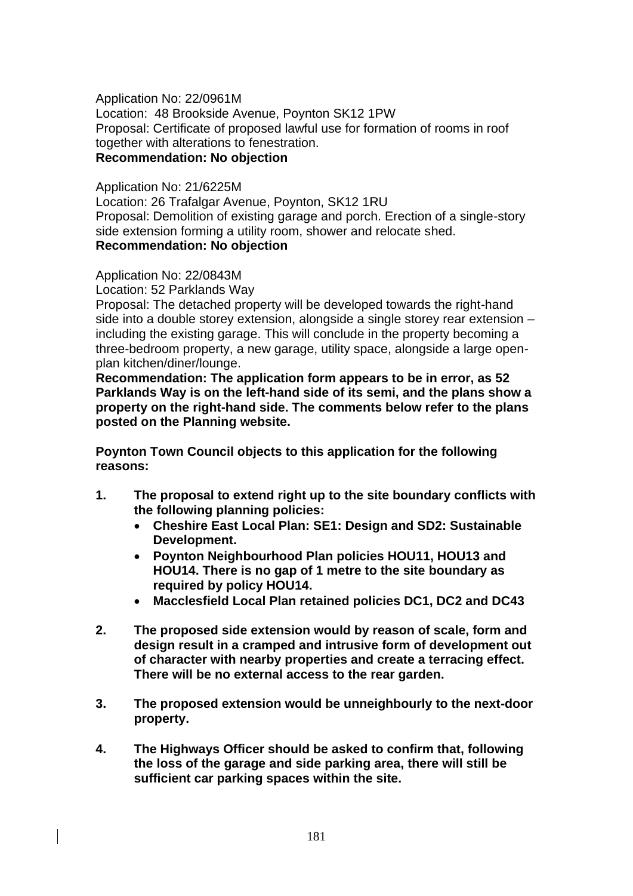Application No: 22/0961M
Location: 48 Brookside Avenue, Poynton SK12 1PW
Proposal: Certificate of proposed lawful use for formation of rooms in roof together with alterations to fenestration.
**Recommendation: No objection**

Application No: 21/6225M
Location: 26 Trafalgar Avenue, Poynton, SK12 1RU
Proposal: Demolition of existing garage and porch. Erection of a single-story side extension forming a utility room, shower and relocate shed.
**Recommendation: No objection**

Application No: 22/0843M
Location: 52 Parklands Way
Proposal: The detached property will be developed towards the right-hand side into a double storey extension, alongside a single storey rear extension – including the existing garage. This will conclude in the property becoming a three-bedroom property, a new garage, utility space, alongside a large open-plan kitchen/diner/lounge.
**Recommendation: The application form appears to be in error, as 52 Parklands Way is on the left-hand side of its semi, and the plans show a property on the right-hand side. The comments below refer to the plans posted on the Planning website.**

**Poynton Town Council objects to this application for the following reasons:**

1. **The proposal to extend right up to the site boundary conflicts with the following planning policies:**
   - **Cheshire East Local Plan: SE1: Design and SD2: Sustainable Development.**
   - **Poynton Neighbourhood Plan policies HOU11, HOU13 and HOU14. There is no gap of 1 metre to the site boundary as required by policy HOU14.**
   - **Macclesfield Local Plan retained policies DC1, DC2 and DC43**

2. **The proposed side extension would by reason of scale, form and design result in a cramped and intrusive form of development out of character with nearby properties and create a terracing effect. There will be no external access to the rear garden.**

3. **The proposed extension would be unneighbourly to the next-door property.**

4. **The Highways Officer should be asked to confirm that, following the loss of the garage and side parking area, there will still be sufficient car parking spaces within the site.**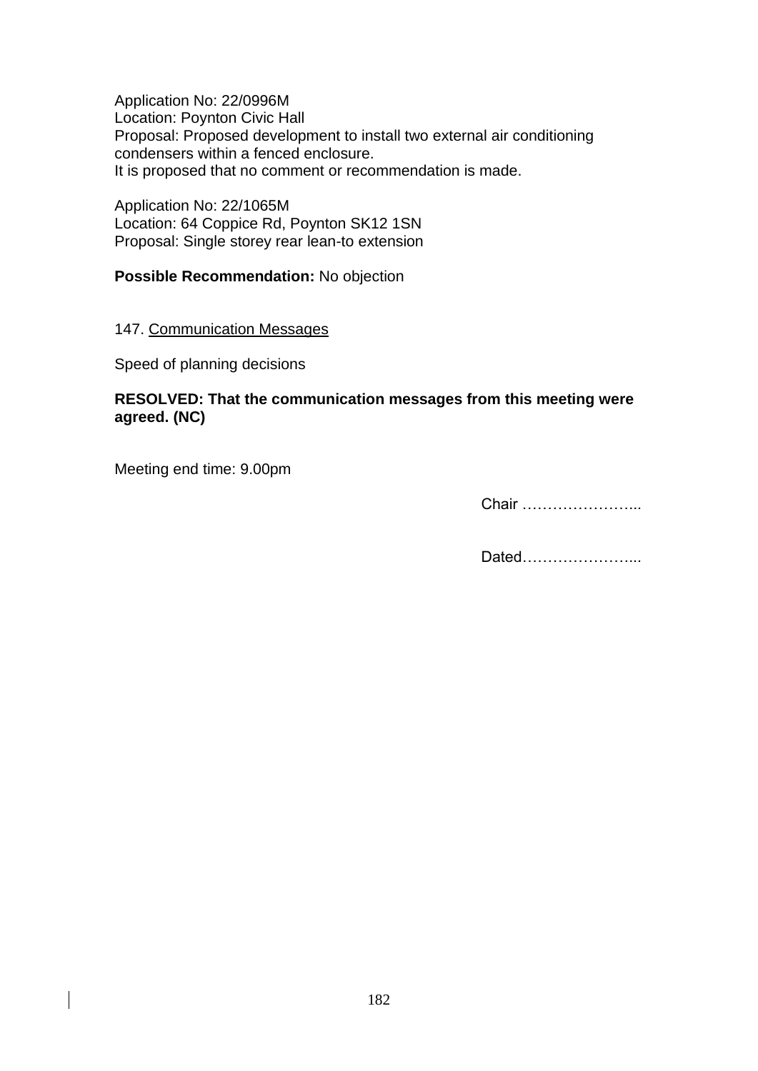Application No: 22/0996M
Location: Poynton Civic Hall
Proposal: Proposed development to install two external air conditioning condensers within a fenced enclosure.
It is proposed that no comment or recommendation is made.

Application No: 22/1065M
Location: 64 Coppice Rd, Poynton SK12 1SN
Proposal: Single storey rear lean-to extension

**Possible Recommendation:** No objection

147. <u>Communication Messages</u>

Speed of planning decisions

**RESOLVED: That the communication messages from this meeting were agreed. (NC)**

Meeting end time: 9.00pm

Chair …………………..

Dated…………………...